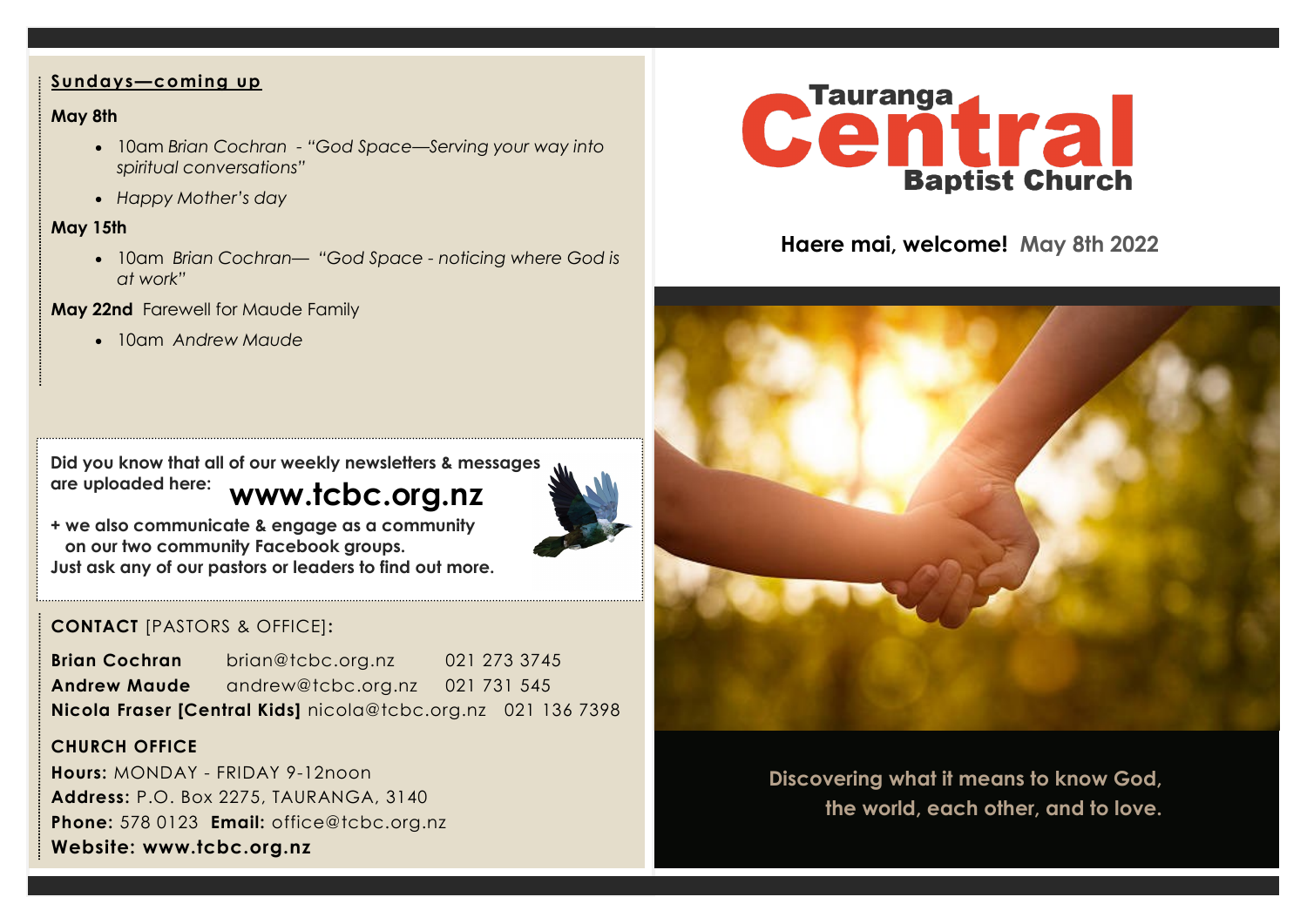# Tauranga Central Baptist Church

**Haere mai, welcome!** **May 8th 2022**

Discovering what it means to know God, the world, each other, and to love.

## Sundays—coming up

**May 8th**

- 10am *Brian Cochran - "God Space—Serving your way into spiritual conversations"*
- *Happy Mother's day*

**May 15th**

- 10am *Brian Cochran— "God Space - noticing where God is at work"*

**May 22nd** Farewell for Maude Family

- 10am *Andrew Maude*

**Did you know that all of our weekly newsletters & messages are uploaded here: www.tcbc.org.nz**

**+ we also communicate & engage as a community on our two community Facebook groups.**
**Just ask any of our pastors or leaders to find out more.**

## CONTACT [PASTORS & OFFICE]:

| | | |
|---|---|---|
| **Brian Cochran** | brian@tcbc.org.nz | 021 273 3745 |
| **Andrew Maude** | andrew@tcbc.org.nz | 021 731 545 |
| **Nicola Fraser [Central Kids]** | nicola@tcbc.org.nz | 021 136 7398 |

## CHURCH OFFICE

**Hours:** MONDAY - FRIDAY 9-12noon
**Address:** P.O. Box 2275, TAURANGA, 3140
**Phone:** 578 0123 **Email:** office@tcbc.org.nz
**Website: www.tcbc.org.nz**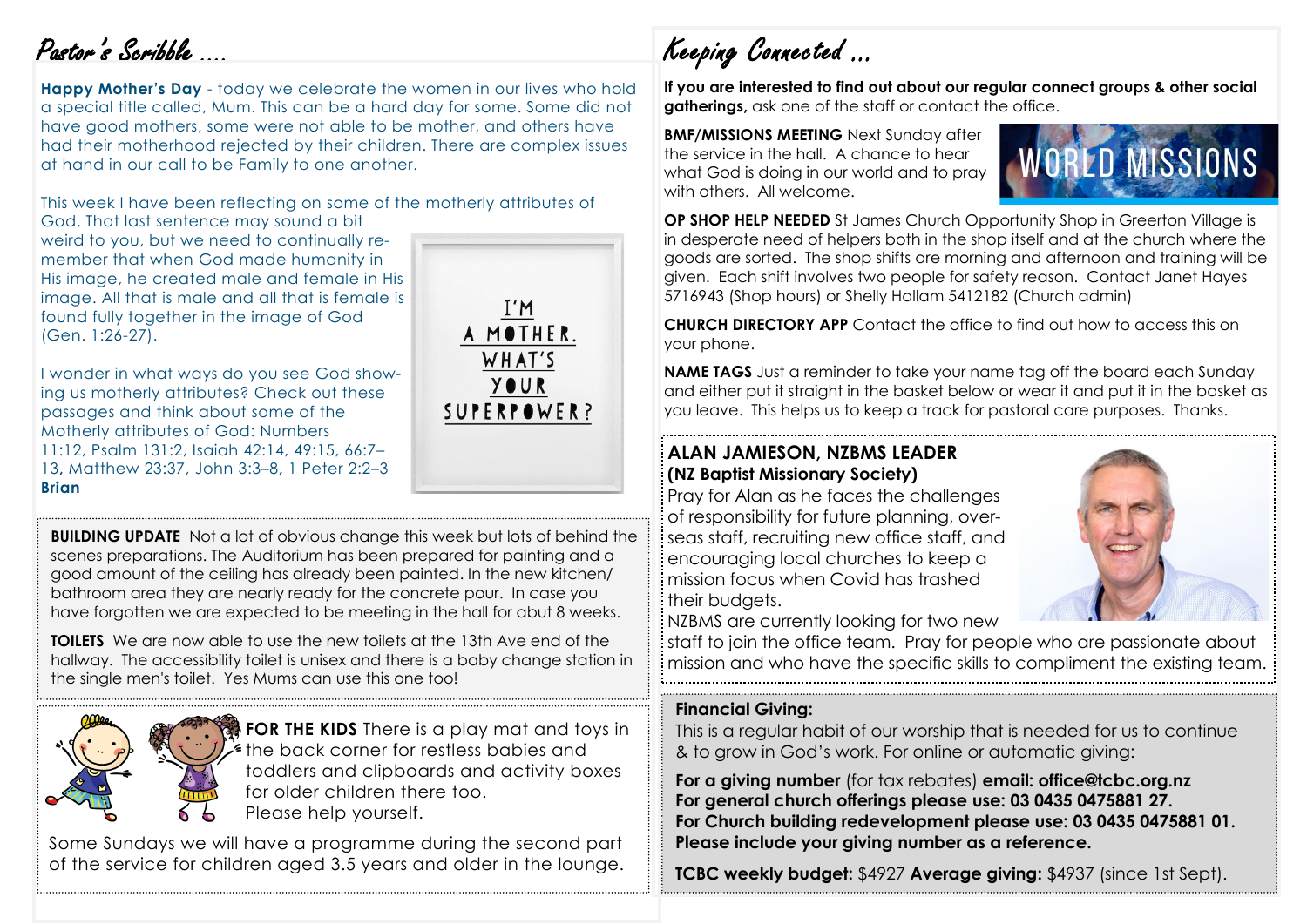## Pastor's Scribble ....

**Happy Mother's Day** - today we celebrate the women in our lives who hold a special title called, Mum. This can be a hard day for some. Some did not have good mothers, some were not able to be mother, and others have had their motherhood rejected by their children. There are complex issues at hand in our call to be Family to one another.

This week I have been reflecting on some of the motherly attributes of God. That last sentence may sound a bit weird to you, but we need to continually re-member that when God made humanity in His image, he created male and female in His image. All that is male and all that is female is found fully together in the image of God (Gen. 1:26-27).

I'M A MOTHER. WHAT'S YOUR SUPERPOWER?

I wonder in what ways do you see God show-ing us motherly attributes? Check out these passages and think about some of the Motherly attributes of God: Numbers 11:12, Psalm 131:2, Isaiah 42:14, 49:15, 66:7–13, Matthew 23:37, John 3:3–8, 1 Peter 2:2–3

**Brian**

**BUILDING UPDATE** Not a lot of obvious change this week but lots of behind the scenes preparations. The Auditorium has been prepared for painting and a good amount of the ceiling has already been painted. In the new kitchen/bathroom area they are nearly ready for the concrete pour. In case you have forgotten we are expected to be meeting in the hall for abut 8 weeks.

**TOILETS** We are now able to use the new toilets at the 13th Ave end of the hallway. The accessibility toilet is unisex and there is a baby change station in the single men's toilet. Yes Mums can use this one too!

**FOR THE KIDS** There is a play mat and toys in the back corner for restless babies and toddlers and clipboards and activity boxes for older children there too. Please help yourself.

Some Sundays we will have a programme during the second part of the service for children aged 3.5 years and older in the lounge.

## Keeping Connected ...

**If you are interested to find out about our regular connect groups & other social gatherings,** ask one of the staff or contact the office.

**BMF/MISSIONS MEETING** Next Sunday after the service in the hall. A chance to hear what God is doing in our world and to pray with others. All welcome.

WORLD MISSIONS

**OP SHOP HELP NEEDED** St James Church Opportunity Shop in Greerton Village is in desperate need of helpers both in the shop itself and at the church where the goods are sorted. The shop shifts are morning and afternoon and training will be given. Each shift involves two people for safety reason. Contact Janet Hayes 5716943 (Shop hours) or Shelly Hallam 5412182 (Church admin)

**CHURCH DIRECTORY APP** Contact the office to find out how to access this on your phone.

**NAME TAGS** Just a reminder to take your name tag off the board each Sunday and either put it straight in the basket below or wear it and put it in the basket as you leave. This helps us to keep a track for pastoral care purposes. Thanks.

**ALAN JAMIESON, NZBMS LEADER**
**(NZ Baptist Missionary Society)**

Pray for Alan as he faces the challenges of responsibility for future planning, over-seas staff, recruiting new office staff, and encouraging local churches to keep a mission focus when Covid has trashed their budgets.

NZBMS are currently looking for two new staff to join the office team. Pray for people who are passionate about mission and who have the specific skills to compliment the existing team.

**Financial Giving:**

This is a regular habit of our worship that is needed for us to continue & to grow in God's work. For online or automatic giving:

**For a giving number** (for tax rebates) **email: office@tcbc.org.nz**
**For general church offerings please use: 03 0435 0475881 27.**
**For Church building redevelopment please use: 03 0435 0475881 01.**
**Please include your giving number as a reference.**

**TCBC weekly budget:** $4927 **Average giving:** $4937 (since 1st Sept).